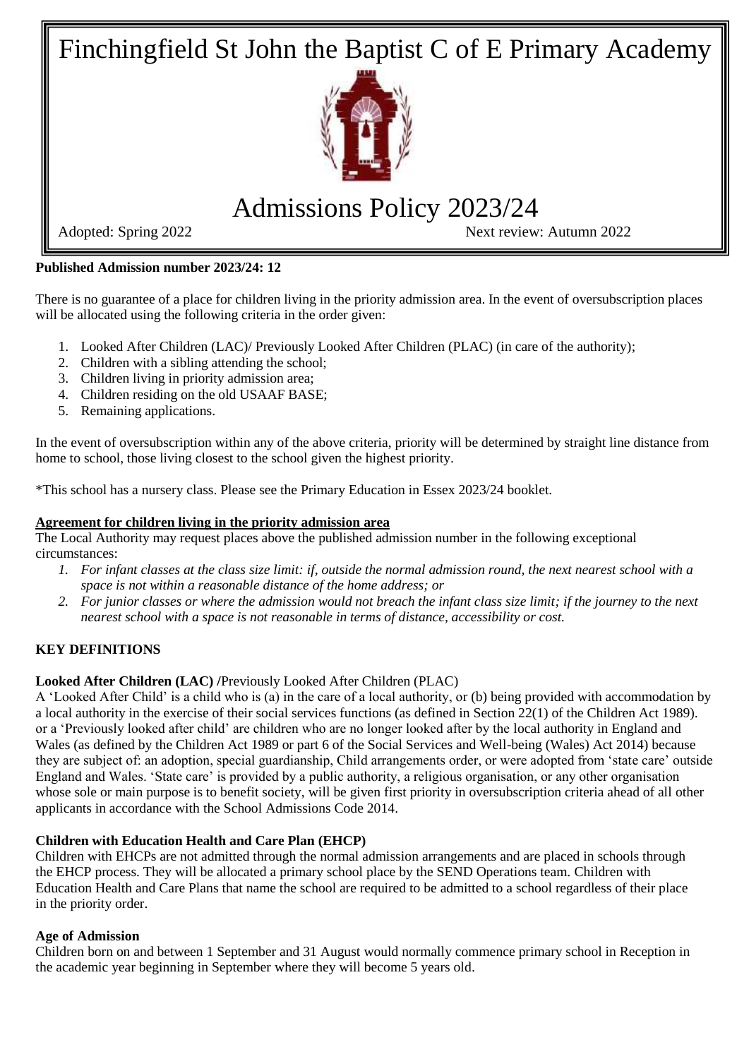# Finchingfield St John the Baptist C of E Primary Academy

# Admissions Policy 2023/24

Adopted: Spring 2022 Next review: Autumn 2022

**Published Admission number 2023/24: 12**

There is no guarantee of a place for children living in the priority admission area. In the event of oversubscription places will be allocated using the following criteria in the order given:

1. Looked After Children (LAC)/ Previously Looked After Children (PLAC) (in care of the authority);
2. Children with a sibling attending the school;
3. Children living in priority admission area;
4. Children residing on the old USAAF BASE;
5. Remaining applications.

In the event of oversubscription within any of the above criteria, priority will be determined by straight line distance from home to school, those living closest to the school given the highest priority.

*This school has a nursery class. Please see the Primary Education in Essex 2023/24 booklet.

**Agreement for children living in the priority admission area**

The Local Authority may request places above the published admission number in the following exceptional circumstances:

1. *For infant classes at the class size limit: if, outside the normal admission round, the next nearest school with a space is not within a reasonable distance of the home address; or*
2. *For junior classes or where the admission would not breach the infant class size limit; if the journey to the next nearest school with a space is not reasonable in terms of distance, accessibility or cost.*

## KEY DEFINITIONS

**Looked After Children (LAC) /**Previously Looked After Children (PLAC)

A 'Looked After Child' is a child who is (a) in the care of a local authority, or (b) being provided with accommodation by a local authority in the exercise of their social services functions (as defined in Section 22(1) of the Children Act 1989). or a 'Previously looked after child' are children who are no longer looked after by the local authority in England and Wales (as defined by the Children Act 1989 or part 6 of the Social Services and Well-being (Wales) Act 2014) because they are subject of: an adoption, special guardianship, Child arrangements order, or were adopted from 'state care' outside England and Wales. 'State care' is provided by a public authority, a religious organisation, or any other organisation whose sole or main purpose is to benefit society, will be given first priority in oversubscription criteria ahead of all other applicants in accordance with the School Admissions Code 2014.

**Children with Education Health and Care Plan (EHCP)**

Children with EHCPs are not admitted through the normal admission arrangements and are placed in schools through the EHCP process. They will be allocated a primary school place by the SEND Operations team. Children with Education Health and Care Plans that name the school are required to be admitted to a school regardless of their place in the priority order.

**Age of Admission**

Children born on and between 1 September and 31 August would normally commence primary school in Reception in the academic year beginning in September where they will become 5 years old.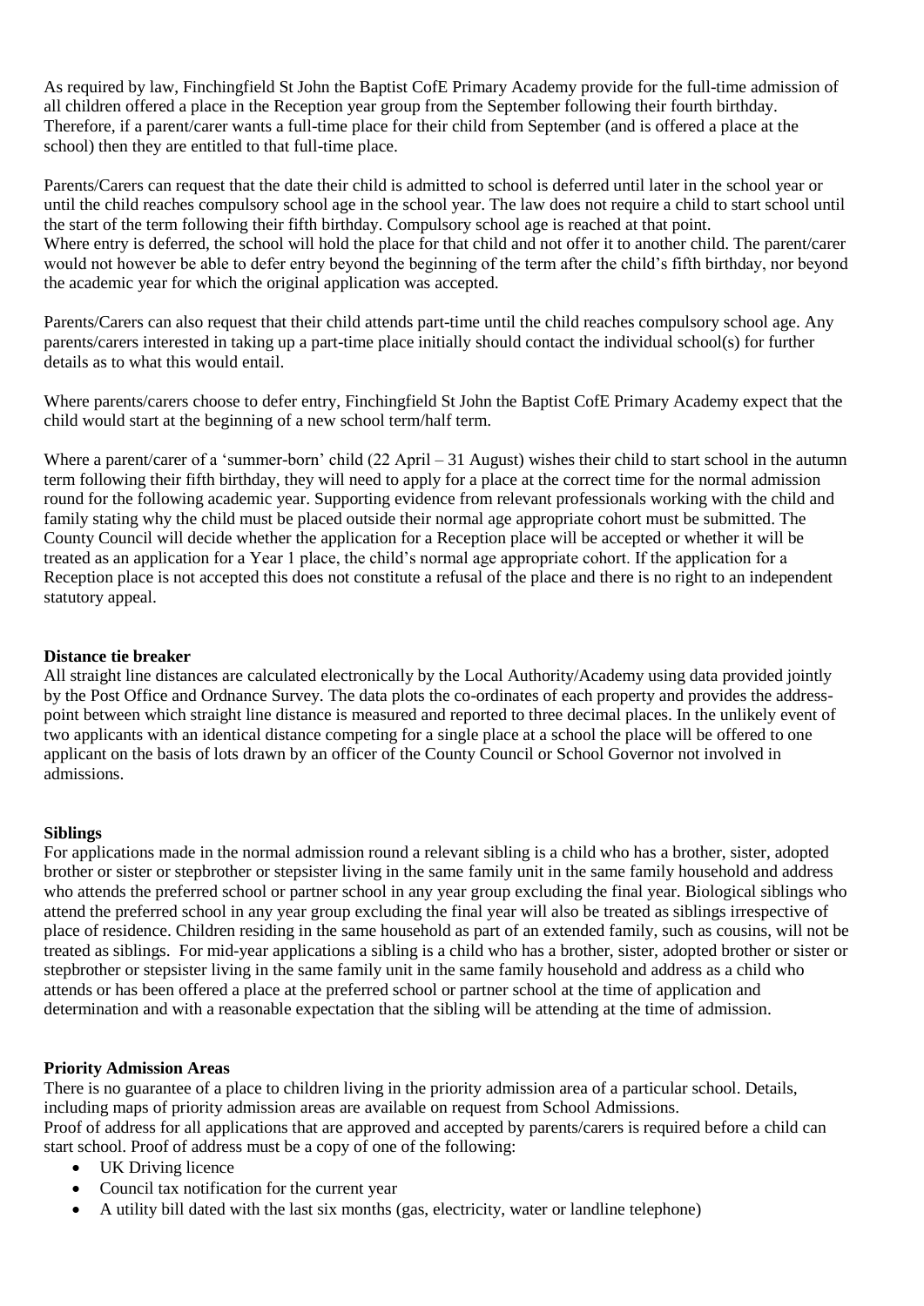As required by law, Finchingfield St John the Baptist CofE Primary Academy provide for the full-time admission of all children offered a place in the Reception year group from the September following their fourth birthday. Therefore, if a parent/carer wants a full-time place for their child from September (and is offered a place at the school) then they are entitled to that full-time place.

Parents/Carers can request that the date their child is admitted to school is deferred until later in the school year or until the child reaches compulsory school age in the school year. The law does not require a child to start school until the start of the term following their fifth birthday. Compulsory school age is reached at that point.
Where entry is deferred, the school will hold the place for that child and not offer it to another child. The parent/carer would not however be able to defer entry beyond the beginning of the term after the child's fifth birthday, nor beyond the academic year for which the original application was accepted.

Parents/Carers can also request that their child attends part-time until the child reaches compulsory school age. Any parents/carers interested in taking up a part-time place initially should contact the individual school(s) for further details as to what this would entail.

Where parents/carers choose to defer entry, Finchingfield St John the Baptist CofE Primary Academy expect that the child would start at the beginning of a new school term/half term.

Where a parent/carer of a 'summer-born' child (22 April – 31 August) wishes their child to start school in the autumn term following their fifth birthday, they will need to apply for a place at the correct time for the normal admission round for the following academic year. Supporting evidence from relevant professionals working with the child and family stating why the child must be placed outside their normal age appropriate cohort must be submitted. The County Council will decide whether the application for a Reception place will be accepted or whether it will be treated as an application for a Year 1 place, the child's normal age appropriate cohort. If the application for a Reception place is not accepted this does not constitute a refusal of the place and there is no right to an independent statutory appeal.

**Distance tie breaker**
All straight line distances are calculated electronically by the Local Authority/Academy using data provided jointly by the Post Office and Ordnance Survey. The data plots the co-ordinates of each property and provides the address-point between which straight line distance is measured and reported to three decimal places. In the unlikely event of two applicants with an identical distance competing for a single place at a school the place will be offered to one applicant on the basis of lots drawn by an officer of the County Council or School Governor not involved in admissions.

**Siblings**
For applications made in the normal admission round a relevant sibling is a child who has a brother, sister, adopted brother or sister or stepbrother or stepsister living in the same family unit in the same family household and address who attends the preferred school or partner school in any year group excluding the final year. Biological siblings who attend the preferred school in any year group excluding the final year will also be treated as siblings irrespective of place of residence. Children residing in the same household as part of an extended family, such as cousins, will not be treated as siblings. For mid-year applications a sibling is a child who has a brother, sister, adopted brother or sister or stepbrother or stepsister living in the same family unit in the same family household and address as a child who attends or has been offered a place at the preferred school or partner school at the time of application and determination and with a reasonable expectation that the sibling will be attending at the time of admission.

**Priority Admission Areas**
There is no guarantee of a place to children living in the priority admission area of a particular school. Details, including maps of priority admission areas are available on request from School Admissions.
Proof of address for all applications that are approved and accepted by parents/carers is required before a child can start school. Proof of address must be a copy of one of the following:

- UK Driving licence
- Council tax notification for the current year
- A utility bill dated with the last six months (gas, electricity, water or landline telephone)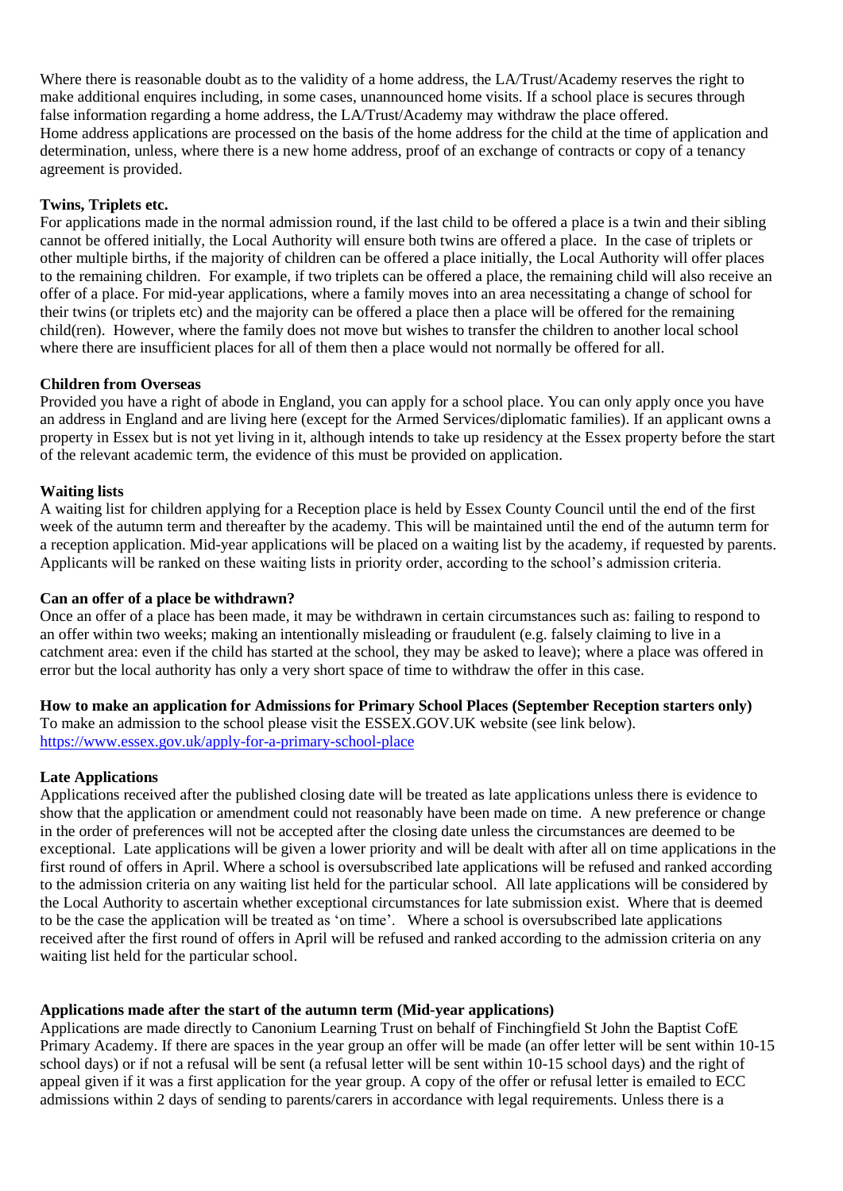Where there is reasonable doubt as to the validity of a home address, the LA/Trust/Academy reserves the right to make additional enquires including, in some cases, unannounced home visits. If a school place is secures through false information regarding a home address, the LA/Trust/Academy may withdraw the place offered.
Home address applications are processed on the basis of the home address for the child at the time of application and determination, unless, where there is a new home address, proof of an exchange of contracts or copy of a tenancy agreement is provided.

**Twins, Triplets etc.**

For applications made in the normal admission round, if the last child to be offered a place is a twin and their sibling cannot be offered initially, the Local Authority will ensure both twins are offered a place. In the case of triplets or other multiple births, if the majority of children can be offered a place initially, the Local Authority will offer places to the remaining children. For example, if two triplets can be offered a place, the remaining child will also receive an offer of a place. For mid-year applications, where a family moves into an area necessitating a change of school for their twins (or triplets etc) and the majority can be offered a place then a place will be offered for the remaining child(ren). However, where the family does not move but wishes to transfer the children to another local school where there are insufficient places for all of them then a place would not normally be offered for all.

**Children from Overseas**

Provided you have a right of abode in England, you can apply for a school place. You can only apply once you have an address in England and are living here (except for the Armed Services/diplomatic families). If an applicant owns a property in Essex but is not yet living in it, although intends to take up residency at the Essex property before the start of the relevant academic term, the evidence of this must be provided on application.

**Waiting lists**

A waiting list for children applying for a Reception place is held by Essex County Council until the end of the first week of the autumn term and thereafter by the academy. This will be maintained until the end of the autumn term for a reception application. Mid-year applications will be placed on a waiting list by the academy, if requested by parents. Applicants will be ranked on these waiting lists in priority order, according to the school's admission criteria.

**Can an offer of a place be withdrawn?**

Once an offer of a place has been made, it may be withdrawn in certain circumstances such as: failing to respond to an offer within two weeks; making an intentionally misleading or fraudulent (e.g. falsely claiming to live in a catchment area: even if the child has started at the school, they may be asked to leave); where a place was offered in error but the local authority has only a very short space of time to withdraw the offer in this case.

**How to make an application for Admissions for Primary School Places (September Reception starters only)**

To make an admission to the school please visit the ESSEX.GOV.UK website (see link below).
[https://www.essex.gov.uk/apply-for-a-primary-school-place](https://www.essex.gov.uk/apply-for-a-primary-school-place)

**Late Applications**

Applications received after the published closing date will be treated as late applications unless there is evidence to show that the application or amendment could not reasonably have been made on time. A new preference or change in the order of preferences will not be accepted after the closing date unless the circumstances are deemed to be exceptional. Late applications will be given a lower priority and will be dealt with after all on time applications in the first round of offers in April. Where a school is oversubscribed late applications will be refused and ranked according to the admission criteria on any waiting list held for the particular school. All late applications will be considered by the Local Authority to ascertain whether exceptional circumstances for late submission exist. Where that is deemed to be the case the application will be treated as 'on time'. Where a school is oversubscribed late applications received after the first round of offers in April will be refused and ranked according to the admission criteria on any waiting list held for the particular school.

**Applications made after the start of the autumn term (Mid-year applications)**

Applications are made directly to Canonium Learning Trust on behalf of Finchingfield St John the Baptist CofE Primary Academy. If there are spaces in the year group an offer will be made (an offer letter will be sent within 10-15 school days) or if not a refusal will be sent (a refusal letter will be sent within 10-15 school days) and the right of appeal given if it was a first application for the year group. A copy of the offer or refusal letter is emailed to ECC admissions within 2 days of sending to parents/carers in accordance with legal requirements. Unless there is a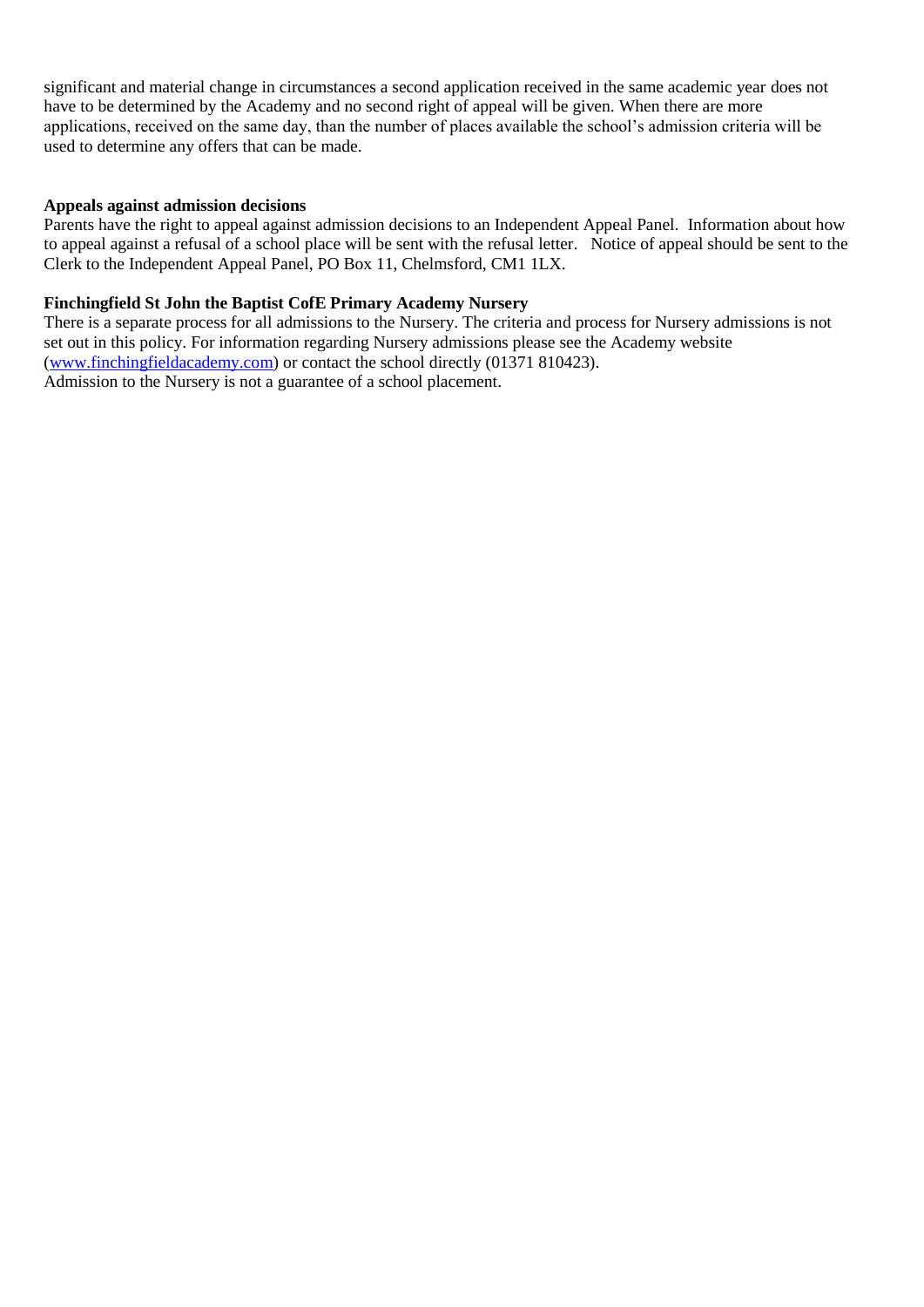significant and material change in circumstances a second application received in the same academic year does not have to be determined by the Academy and no second right of appeal will be given. When there are more applications, received on the same day, than the number of places available the school's admission criteria will be used to determine any offers that can be made.

**Appeals against admission decisions**

Parents have the right to appeal against admission decisions to an Independent Appeal Panel. Information about how to appeal against a refusal of a school place will be sent with the refusal letter. Notice of appeal should be sent to the Clerk to the Independent Appeal Panel, PO Box 11, Chelmsford, CM1 1LX.

**Finchingfield St John the Baptist CofE Primary Academy Nursery**

There is a separate process for all admissions to the Nursery. The criteria and process for Nursery admissions is not set out in this policy. For information regarding Nursery admissions please see the Academy website ([www.finchingfieldacademy.com](http://www.finchingfieldacademy.com)) or contact the school directly (01371 810423).

Admission to the Nursery is not a guarantee of a school placement.